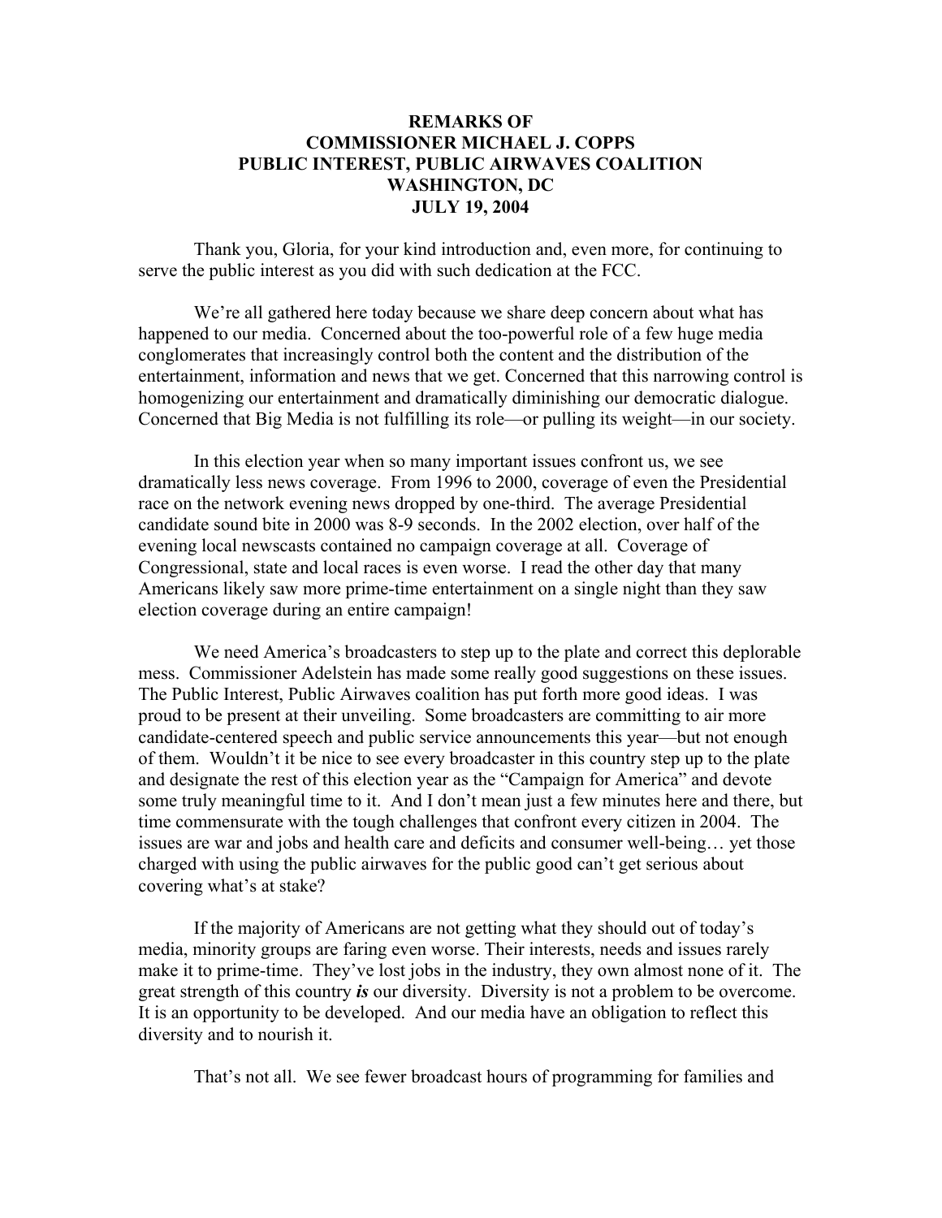# REMARKS OF COMMISSIONER MICHAEL J. COPPS PUBLIC INTEREST, PUBLIC AIRWAVES COALITION WASHINGTON, DC JULY 19, 2004

Thank you, Gloria, for your kind introduction and, even more, for continuing to serve the public interest as you did with such dedication at the FCC.

We're all gathered here today because we share deep concern about what has happened to our media. Concerned about the too-powerful role of a few huge media conglomerates that increasingly control both the content and the distribution of the entertainment, information and news that we get. Concerned that this narrowing control is homogenizing our entertainment and dramatically diminishing our democratic dialogue. Concerned that Big Media is not fulfilling its role—or pulling its weight—in our society.

In this election year when so many important issues confront us, we see dramatically less news coverage. From 1996 to 2000, coverage of even the Presidential race on the network evening news dropped by one-third. The average Presidential candidate sound bite in 2000 was 8-9 seconds. In the 2002 election, over half of the evening local newscasts contained no campaign coverage at all. Coverage of Congressional, state and local races is even worse. I read the other day that many Americans likely saw more prime-time entertainment on a single night than they saw election coverage during an entire campaign!

We need America's broadcasters to step up to the plate and correct this deplorable mess. Commissioner Adelstein has made some really good suggestions on these issues. The Public Interest, Public Airwaves coalition has put forth more good ideas. I was proud to be present at their unveiling. Some broadcasters are committing to air more candidate-centered speech and public service announcements this year—but not enough of them. Wouldn't it be nice to see every broadcaster in this country step up to the plate and designate the rest of this election year as the "Campaign for America" and devote some truly meaningful time to it. And I don't mean just a few minutes here and there, but time commensurate with the tough challenges that confront every citizen in 2004. The issues are war and jobs and health care and deficits and consumer well-being… yet those charged with using the public airwaves for the public good can't get serious about covering what's at stake?

If the majority of Americans are not getting what they should out of today's media, minority groups are faring even worse. Their interests, needs and issues rarely make it to prime-time. They've lost jobs in the industry, they own almost none of it. The great strength of this country ***is*** our diversity. Diversity is not a problem to be overcome. It is an opportunity to be developed. And our media have an obligation to reflect this diversity and to nourish it.

That's not all. We see fewer broadcast hours of programming for families and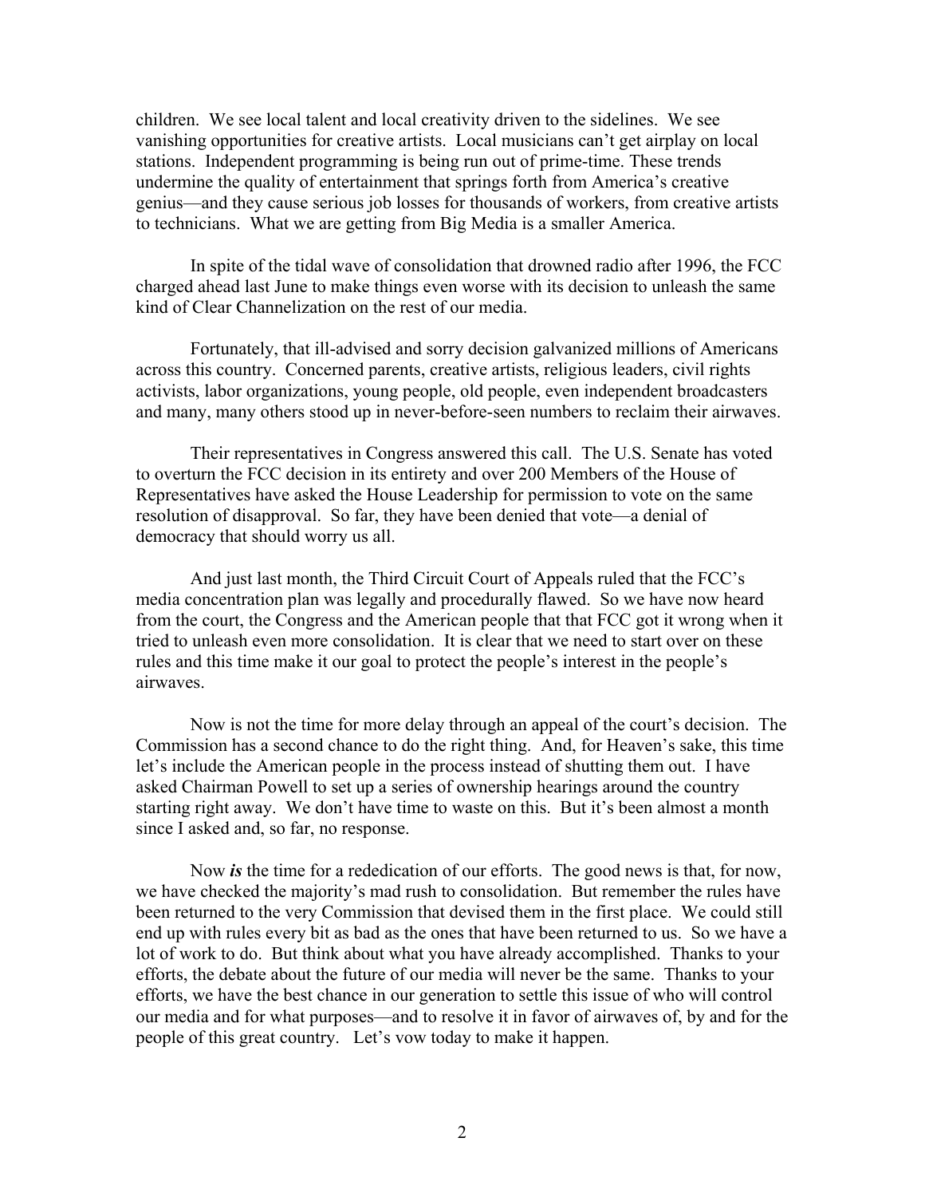children. We see local talent and local creativity driven to the sidelines. We see vanishing opportunities for creative artists. Local musicians can't get airplay on local stations. Independent programming is being run out of prime-time. These trends undermine the quality of entertainment that springs forth from America's creative genius—and they cause serious job losses for thousands of workers, from creative artists to technicians. What we are getting from Big Media is a smaller America.

In spite of the tidal wave of consolidation that drowned radio after 1996, the FCC charged ahead last June to make things even worse with its decision to unleash the same kind of Clear Channelization on the rest of our media.

Fortunately, that ill-advised and sorry decision galvanized millions of Americans across this country. Concerned parents, creative artists, religious leaders, civil rights activists, labor organizations, young people, old people, even independent broadcasters and many, many others stood up in never-before-seen numbers to reclaim their airwaves.

Their representatives in Congress answered this call. The U.S. Senate has voted to overturn the FCC decision in its entirety and over 200 Members of the House of Representatives have asked the House Leadership for permission to vote on the same resolution of disapproval. So far, they have been denied that vote—a denial of democracy that should worry us all.

And just last month, the Third Circuit Court of Appeals ruled that the FCC's media concentration plan was legally and procedurally flawed. So we have now heard from the court, the Congress and the American people that that FCC got it wrong when it tried to unleash even more consolidation. It is clear that we need to start over on these rules and this time make it our goal to protect the people's interest in the people's airwaves.

Now is not the time for more delay through an appeal of the court's decision. The Commission has a second chance to do the right thing. And, for Heaven's sake, this time let's include the American people in the process instead of shutting them out. I have asked Chairman Powell to set up a series of ownership hearings around the country starting right away. We don't have time to waste on this. But it's been almost a month since I asked and, so far, no response.

Now ***is*** the time for a rededication of our efforts. The good news is that, for now, we have checked the majority's mad rush to consolidation. But remember the rules have been returned to the very Commission that devised them in the first place. We could still end up with rules every bit as bad as the ones that have been returned to us. So we have a lot of work to do. But think about what you have already accomplished. Thanks to your efforts, the debate about the future of our media will never be the same. Thanks to your efforts, we have the best chance in our generation to settle this issue of who will control our media and for what purposes—and to resolve it in favor of airwaves of, by and for the people of this great country. Let's vow today to make it happen.